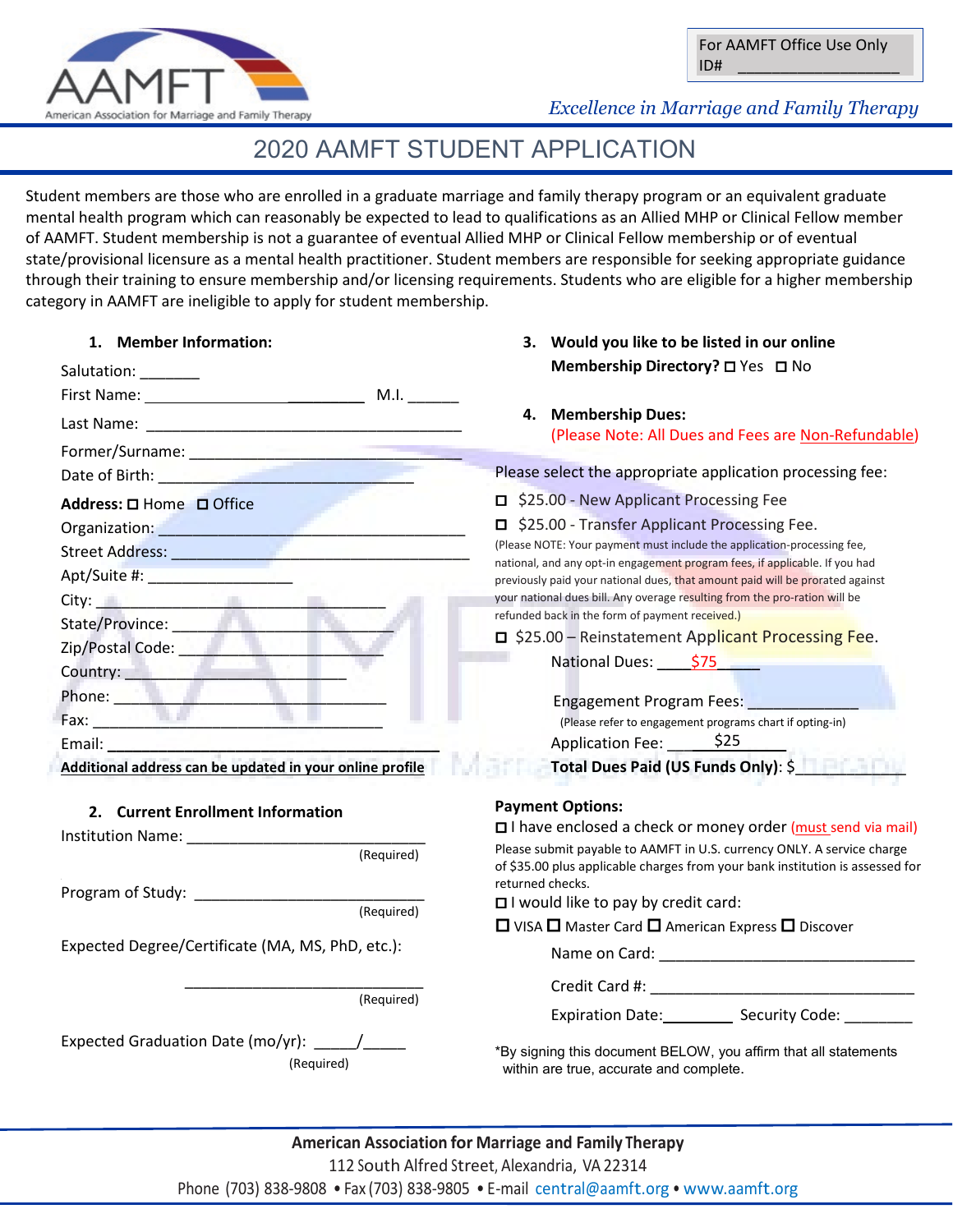AAMFT
American Association for Marriage and Family Therapy

For AAMFT Office Use Only
ID# ________________

*Excellence in Marriage and Family Therapy*

# 2020 AAMFT STUDENT APPLICATION

Student members are those who are enrolled in a graduate marriage and family therapy program or an equivalent graduate mental health program which can reasonably be expected to lead to qualifications as an Allied MHP or Clinical Fellow member of AAMFT. Student membership is not a guarantee of eventual Allied MHP or Clinical Fellow membership or of eventual state/provisional licensure as a mental health practitioner. Student members are responsible for seeking appropriate guidance through their training to ensure membership and/or licensing requirements. Students who are eligible for a higher membership category in AAMFT are ineligible to apply for student membership.

**1. Member Information:**

Salutation: _______

First Name: _________________________ M.I. ______

Last Name: ______________________________________

Former/Surname: _________________________________

Date of Birth: ______________________________

**Address:** ☐ Home ☐ Office

Organization: ____________________________________

Street Address: ___________________________________

Apt/Suite #: _________________

City: ___________________________________

State/Province: ___________________________

Zip/Postal Code: __________________________

Country: ______________________________

Phone: __________________________________

Fax: ___________________________________

Email: ______________________________________

**Additional address can be updated in your online profile**

**2. Current Enrollment Information**

Institution Name: ____________________________ (Required)

Program of Study: ____________________________ (Required)

Expected Degree/Certificate (MA, MS, PhD, etc.):

____________________________ (Required)

Expected Graduation Date (mo/yr): _____/_____ (Required)

**3. Would you like to be listed in our online Membership Directory?** ☐ Yes ☐ No

**4. Membership Dues:**
(Please Note: All Dues and Fees are Non-Refundable)

Please select the appropriate application processing fee:

☐ $25.00 - New Applicant Processing Fee

☐ $25.00 - Transfer Applicant Processing Fee.
(Please NOTE: Your payment must include the application-processing fee, national, and any opt-in engagement program fees, if applicable. If you had previously paid your national dues, that amount paid will be prorated against your national dues bill. Any overage resulting from the pro-ration will be refunded back in the form of payment received.)

☐ $25.00 – Reinstatement Applicant Processing Fee.

National Dues: ____$75_____

Engagement Program Fees: _____________
(Please refer to engagement programs chart if opting-in)

Application Fee: ______$25______

**Total Dues Paid (US Funds Only)**: $__________

**Payment Options:**

☐ I have enclosed a check or money order (must send via mail)
Please submit payable to AAMFT in U.S. currency ONLY. A service charge of $35.00 plus applicable charges from your bank institution is assessed for returned checks.

☐ I would like to pay by credit card:

☐ VISA ☐ Master Card ☐ American Express ☐ Discover

Name on Card: ______________________________

Credit Card #: ______________________________

Expiration Date:________ Security Code: ________

*By signing this document BELOW, you affirm that all statements within are true, accurate and complete.

**American Association for Marriage and Family Therapy**
112 South Alfred Street, Alexandria, VA 22314
Phone (703) 838-9808 • Fax (703) 838-9805 • E-mail central@aamft.org • www.aamft.org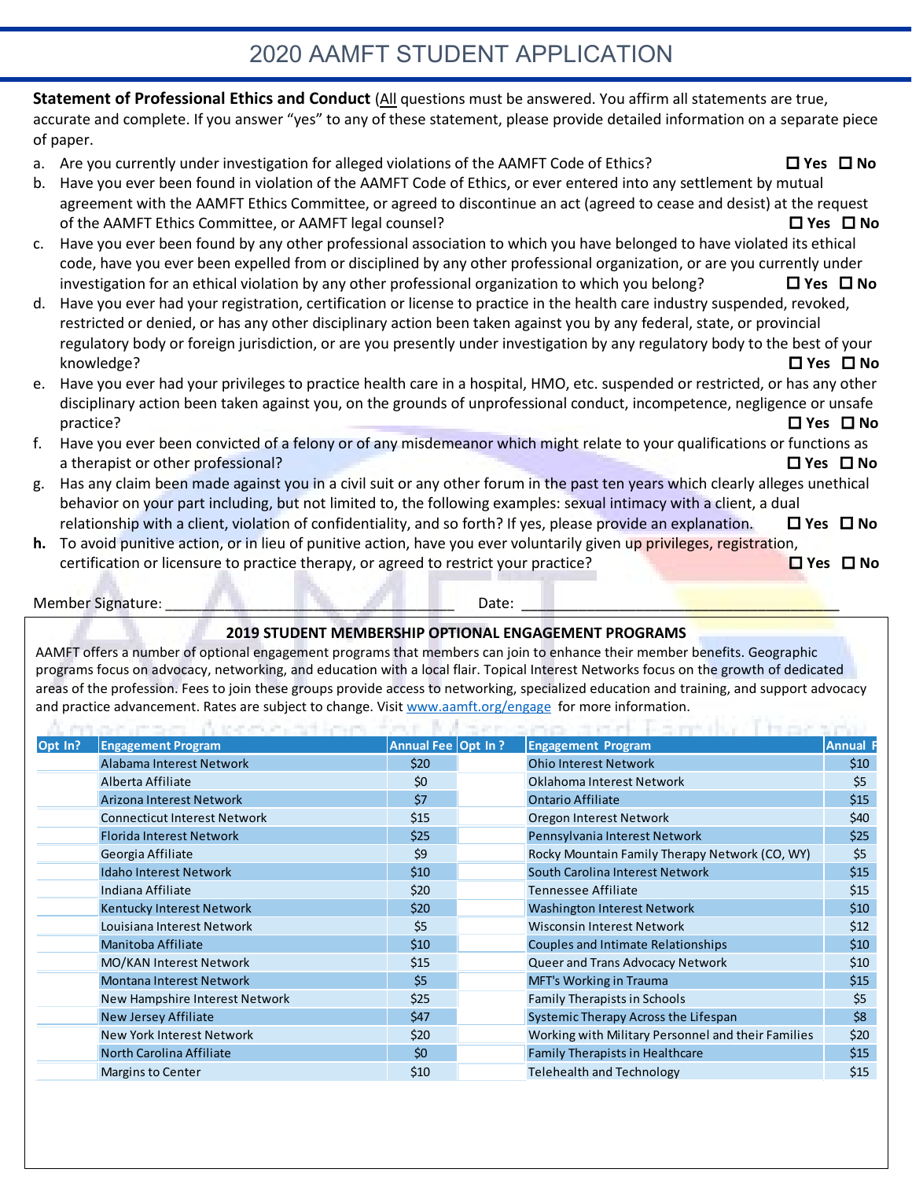# 2020 AAMFT STUDENT APPLICATION

**Statement of Professional Ethics and Conduct** (All questions must be answered. You affirm all statements are true, accurate and complete. If you answer "yes" to any of these statement, please provide detailed information on a separate piece of paper.

a. Are you currently under investigation for alleged violations of the AAMFT Code of Ethics? ☐ **Yes** ☐ **No**

b. Have you ever been found in violation of the AAMFT Code of Ethics, or ever entered into any settlement by mutual agreement with the AAMFT Ethics Committee, or agreed to discontinue an act (agreed to cease and desist) at the request of the AAMFT Ethics Committee, or AAMFT legal counsel? ☐ **Yes** ☐ **No**

c. Have you ever been found by any other professional association to which you have belonged to have violated its ethical code, have you ever been expelled from or disciplined by any other professional organization, or are you currently under investigation for an ethical violation by any other professional organization to which you belong? ☐ **Yes** ☐ **No**

d. Have you ever had your registration, certification or license to practice in the health care industry suspended, revoked, restricted or denied, or has any other disciplinary action been taken against you by any federal, state, or provincial regulatory body or foreign jurisdiction, or are you presently under investigation by any regulatory body to the best of your knowledge? ☐ **Yes** ☐ **No**

e. Have you ever had your privileges to practice health care in a hospital, HMO, etc. suspended or restricted, or has any other disciplinary action been taken against you, on the grounds of unprofessional conduct, incompetence, negligence or unsafe practice? ☐ **Yes** ☐ **No**

f. Have you ever been convicted of a felony or of any misdemeanor which might relate to your qualifications or functions as a therapist or other professional? ☐ **Yes** ☐ **No**

g. Has any claim been made against you in a civil suit or any other forum in the past ten years which clearly alleges unethical behavior on your part including, but not limited to, the following examples: sexual intimacy with a client, a dual relationship with a client, violation of confidentiality, and so forth? If yes, please provide an explanation. ☐ **Yes** ☐ **No**

**h.** To avoid punitive action, or in lieu of punitive action, have you ever voluntarily given up privileges, registration, certification or licensure to practice therapy, or agreed to restrict your practice? ☐ **Yes** ☐ **No**

Member Signature: ________________________________ Date: ____________________________________

## 2019 STUDENT MEMBERSHIP OPTIONAL ENGAGEMENT PROGRAMS

AAMFT offers a number of optional engagement programs that members can join to enhance their member benefits. Geographic programs focus on advocacy, networking, and education with a local flair. Topical Interest Networks focus on the growth of dedicated areas of the profession. Fees to join these groups provide access to networking, specialized education and training, and support advocacy and practice advancement. Rates are subject to change. Visit www.aamft.org/engage for more information.

| Opt In? | Engagement Program | Annual Fee | Opt In ? | Engagement Program | Annual F |
|---|---|---|---|---|---|
| | Alabama Interest Network | $20 | | Ohio Interest Network | $10 |
| | Alberta Affiliate | $0 | | Oklahoma Interest Network | $5 |
| | Arizona Interest Network | $7 | | Ontario Affiliate | $15 |
| | Connecticut Interest Network | $15 | | Oregon Interest Network | $40 |
| | Florida Interest Network | $25 | | Pennsylvania Interest Network | $25 |
| | Georgia Affiliate | $9 | | Rocky Mountain Family Therapy Network (CO, WY) | $5 |
| | Idaho Interest Network | $10 | | South Carolina Interest Network | $15 |
| | Indiana Affiliate | $20 | | Tennessee Affiliate | $15 |
| | Kentucky Interest Network | $20 | | Washington Interest Network | $10 |
| | Louisiana Interest Network | $5 | | Wisconsin Interest Network | $12 |
| | Manitoba Affiliate | $10 | | Couples and Intimate Relationships | $10 |
| | MO/KAN Interest Network | $15 | | Queer and Trans Advocacy Network | $10 |
| | Montana Interest Network | $5 | | MFT's Working in Trauma | $15 |
| | New Hampshire Interest Network | $25 | | Family Therapists in Schools | $5 |
| | New Jersey Affiliate | $47 | | Systemic Therapy Across the Lifespan | $8 |
| | New York Interest Network | $20 | | Working with Military Personnel and their Families | $20 |
| | North Carolina Affiliate | $0 | | Family Therapists in Healthcare | $15 |
| | Margins to Center | $10 | | Telehealth and Technology | $15 |